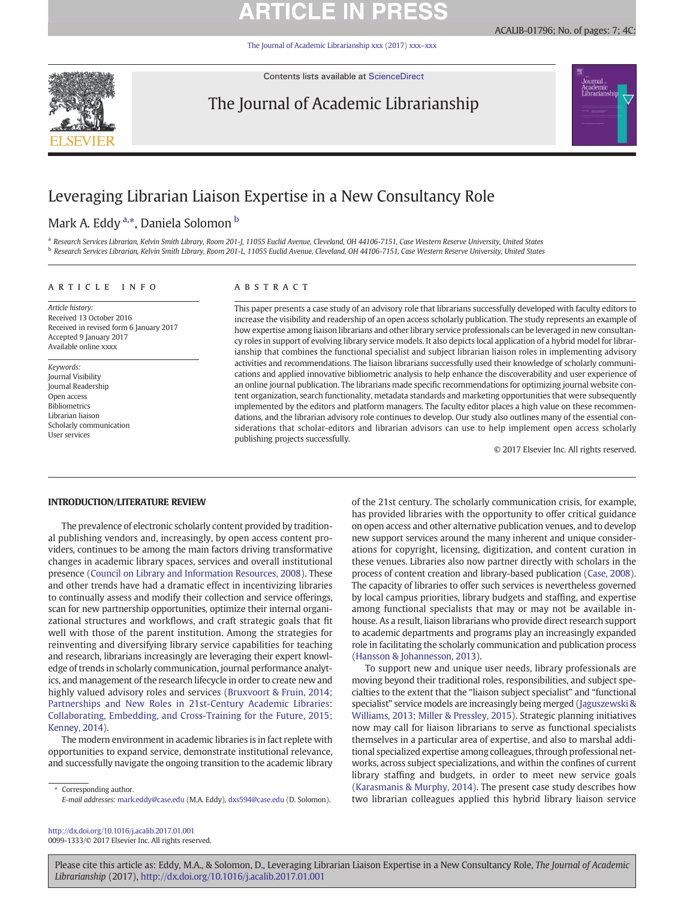# Leveraging Librarian Liaison Expertise in a New Consultancy Role

Mark A. Eddy [a,*], Daniela Solomon [b]

[a] Research Services Librarian, Kelvin Smith Library, Room 201-J, 11055 Euclid Avenue, Cleveland, OH 44106-7151, Case Western Reserve University, United States
[b] Research Services Librarian, Kelvin Smith Library, Room 201-L, 11055 Euclid Avenue, Cleveland, OH 44106-7151, Case Western Reserve University, United States

## ARTICLE INFO

*Article history:*
Received 13 October 2016
Received in revised form 6 January 2017
Accepted 9 January 2017
Available online xxxx

*Keywords:*
Journal Visibility
Journal Readership
Open access
Bibliometrics
Librarian liaison
Scholarly communication
User services

## ABSTRACT

This paper presents a case study of an advisory role that librarians successfully developed with faculty editors to increase the visibility and readership of an open access scholarly publication. The study represents an example of how expertise among liaison librarians and other library service professionals can be leveraged in new consultancy roles in support of evolving library service models. It also depicts local application of a hybrid model for librarianship that combines the functional specialist and subject librarian liaison roles in implementing advisory activities and recommendations. The liaison librarians successfully used their knowledge of scholarly communications and applied innovative bibliometric analysis to help enhance the discoverability and user experience of an online journal publication. The librarians made specific recommendations for optimizing journal website content organization, search functionality, metadata standards and marketing opportunities that were subsequently implemented by the editors and platform managers. The faculty editor places a high value on these recommendations, and the librarian advisory role continues to develop. Our study also outlines many of the essential considerations that scholar-editors and librarian advisors can use to help implement open access scholarly publishing projects successfully.

© 2017 Elsevier Inc. All rights reserved.

## INTRODUCTION/LITERATURE REVIEW

The prevalence of electronic scholarly content provided by traditional publishing vendors and, increasingly, by open access content providers, continues to be among the main factors driving transformative changes in academic library spaces, services and overall institutional presence (Council on Library and Information Resources, 2008). These and other trends have had a dramatic effect in incentivizing libraries to continually assess and modify their collection and service offerings, scan for new partnership opportunities, optimize their internal organizational structures and workflows, and craft strategic goals that fit well with those of the parent institution. Among the strategies for reinventing and diversifying library service capabilities for teaching and research, librarians increasingly are leveraging their expert knowledge of trends in scholarly communication, journal performance analytics, and management of the research lifecycle in order to create new and highly valued advisory roles and services (Bruxvoort & Fruin, 2014; Partnerships and New Roles in 21st-Century Academic Libraries: Collaborating, Embedding, and Cross-Training for the Future, 2015; Kenney, 2014).

The modern environment in academic libraries is in fact replete with opportunities to expand service, demonstrate institutional relevance, and successfully navigate the ongoing transition to the academic library of the 21st century. The scholarly communication crisis, for example, has provided libraries with the opportunity to offer critical guidance on open access and other alternative publication venues, and to develop new support services around the many inherent and unique considerations for copyright, licensing, digitization, and content curation in these venues. Libraries also now partner directly with scholars in the process of content creation and library-based publication (Case, 2008). The capacity of libraries to offer such services is nevertheless governed by local campus priorities, library budgets and staffing, and expertise among functional specialists that may or may not be available in-house. As a result, liaison librarians who provide direct research support to academic departments and programs play an increasingly expanded role in facilitating the scholarly communication and publication process (Hansson & Johannesson, 2013).

To support new and unique user needs, library professionals are moving beyond their traditional roles, responsibilities, and subject specialties to the extent that the "liaison subject specialist" and "functional specialist" service models are increasingly being merged (Jaguszewski & Williams, 2013; Miller & Pressley, 2015). Strategic planning initiatives now may call for liaison librarians to serve as functional specialists themselves in a particular area of expertise, and also to marshal additional specialized expertise among colleagues, through professional networks, across subject specializations, and within the confines of current library staffing and budgets, in order to meet new service goals (Karasmanis & Murphy, 2014). The present case study describes how two librarian colleagues applied this hybrid library liaison service

\* Corresponding author.
*E-mail addresses:* mark.eddy@case.edu (M.A. Eddy), dxs594@case.edu (D. Solomon).

http://dx.doi.org/10.1016/j.acalib.2017.01.001
0099-1333/© 2017 Elsevier Inc. All rights reserved.

Please cite this article as: Eddy, M.A., & Solomon, D., Leveraging Librarian Liaison Expertise in a New Consultancy Role, *The Journal of Academic Librarianship* (2017), http://dx.doi.org/10.1016/j.acalib.2017.01.001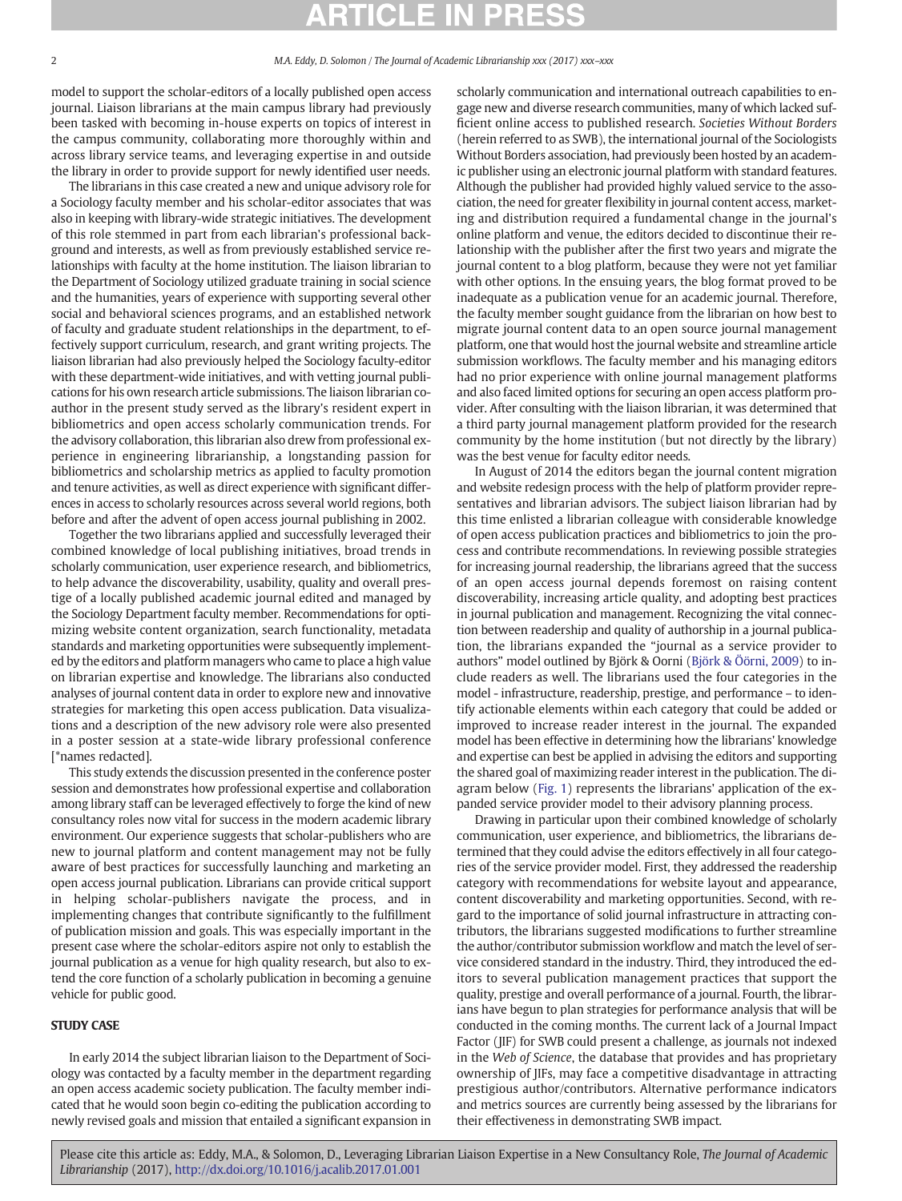model to support the scholar-editors of a locally published open access journal. Liaison librarians at the main campus library had previously been tasked with becoming in-house experts on topics of interest in the campus community, collaborating more thoroughly within and across library service teams, and leveraging expertise in and outside the library in order to provide support for newly identified user needs.

The librarians in this case created a new and unique advisory role for a Sociology faculty member and his scholar-editor associates that was also in keeping with library-wide strategic initiatives. The development of this role stemmed in part from each librarian's professional background and interests, as well as from previously established service relationships with faculty at the home institution. The liaison librarian to the Department of Sociology utilized graduate training in social science and the humanities, years of experience with supporting several other social and behavioral sciences programs, and an established network of faculty and graduate student relationships in the department, to effectively support curriculum, research, and grant writing projects. The liaison librarian had also previously helped the Sociology faculty-editor with these department-wide initiatives, and with vetting journal publications for his own research article submissions. The liaison librarian co-author in the present study served as the library's resident expert in bibliometrics and open access scholarly communication trends. For the advisory collaboration, this librarian also drew from professional experience in engineering librarianship, a longstanding passion for bibliometrics and scholarship metrics as applied to faculty promotion and tenure activities, as well as direct experience with significant differences in access to scholarly resources across several world regions, both before and after the advent of open access journal publishing in 2002.

Together the two librarians applied and successfully leveraged their combined knowledge of local publishing initiatives, broad trends in scholarly communication, user experience research, and bibliometrics, to help advance the discoverability, usability, quality and overall prestige of a locally published academic journal edited and managed by the Sociology Department faculty member. Recommendations for optimizing website content organization, search functionality, metadata standards and marketing opportunities were subsequently implemented by the editors and platform managers who came to place a high value on librarian expertise and knowledge. The librarians also conducted analyses of journal content data in order to explore new and innovative strategies for marketing this open access publication. Data visualizations and a description of the new advisory role were also presented in a poster session at a state-wide library professional conference [*names redacted].

This study extends the discussion presented in the conference poster session and demonstrates how professional expertise and collaboration among library staff can be leveraged effectively to forge the kind of new consultancy roles now vital for success in the modern academic library environment. Our experience suggests that scholar-publishers who are new to journal platform and content management may not be fully aware of best practices for successfully launching and marketing an open access journal publication. Librarians can provide critical support in helping scholar-publishers navigate the process, and in implementing changes that contribute significantly to the fulfillment of publication mission and goals. This was especially important in the present case where the scholar-editors aspire not only to establish the journal publication as a venue for high quality research, but also to extend the core function of a scholarly publication in becoming a genuine vehicle for public good.

## STUDY CASE

In early 2014 the subject librarian liaison to the Department of Sociology was contacted by a faculty member in the department regarding an open access academic society publication. The faculty member indicated that he would soon begin co-editing the publication according to newly revised goals and mission that entailed a significant expansion in scholarly communication and international outreach capabilities to engage new and diverse research communities, many of which lacked sufficient online access to published research. *Societies Without Borders* (herein referred to as SWB), the international journal of the Sociologists Without Borders association, had previously been hosted by an academic publisher using an electronic journal platform with standard features. Although the publisher had provided highly valued service to the association, the need for greater flexibility in journal content access, marketing and distribution required a fundamental change in the journal's online platform and venue, the editors decided to discontinue their relationship with the publisher after the first two years and migrate the journal content to a blog platform, because they were not yet familiar with other options. In the ensuing years, the blog format proved to be inadequate as a publication venue for an academic journal. Therefore, the faculty member sought guidance from the librarian on how best to migrate journal content data to an open source journal management platform, one that would host the journal website and streamline article submission workflows. The faculty member and his managing editors had no prior experience with online journal management platforms and also faced limited options for securing an open access platform provider. After consulting with the liaison librarian, it was determined that a third party journal management platform provided for the research community by the home institution (but not directly by the library) was the best venue for faculty editor needs.

In August of 2014 the editors began the journal content migration and website redesign process with the help of platform provider representatives and librarian advisors. The subject liaison librarian had by this time enlisted a librarian colleague with considerable knowledge of open access publication practices and bibliometrics to join the process and contribute recommendations. In reviewing possible strategies for increasing journal readership, the librarians agreed that the success of an open access journal depends foremost on raising content discoverability, increasing article quality, and adopting best practices in journal publication and management. Recognizing the vital connection between readership and quality of authorship in a journal publication, the librarians expanded the "journal as a service provider to authors" model outlined by Björk & Oorni (Björk & Öörni, 2009) to include readers as well. The librarians used the four categories in the model - infrastructure, readership, prestige, and performance – to identify actionable elements within each category that could be added or improved to increase reader interest in the journal. The expanded model has been effective in determining how the librarians' knowledge and expertise can best be applied in advising the editors and supporting the shared goal of maximizing reader interest in the publication. The diagram below (Fig. 1) represents the librarians' application of the expanded service provider model to their advisory planning process.

Drawing in particular upon their combined knowledge of scholarly communication, user experience, and bibliometrics, the librarians determined that they could advise the editors effectively in all four categories of the service provider model. First, they addressed the readership category with recommendations for website layout and appearance, content discoverability and marketing opportunities. Second, with regard to the importance of solid journal infrastructure in attracting contributors, the librarians suggested modifications to further streamline the author/contributor submission workflow and match the level of service considered standard in the industry. Third, they introduced the editors to several publication management practices that support the quality, prestige and overall performance of a journal. Fourth, the librarians have begun to plan strategies for performance analysis that will be conducted in the coming months. The current lack of a Journal Impact Factor (JIF) for SWB could present a challenge, as journals not indexed in the *Web of Science*, the database that provides and has proprietary ownership of JIFs, may face a competitive disadvantage in attracting prestigious author/contributors. Alternative performance indicators and metrics sources are currently being assessed by the librarians for their effectiveness in demonstrating SWB impact.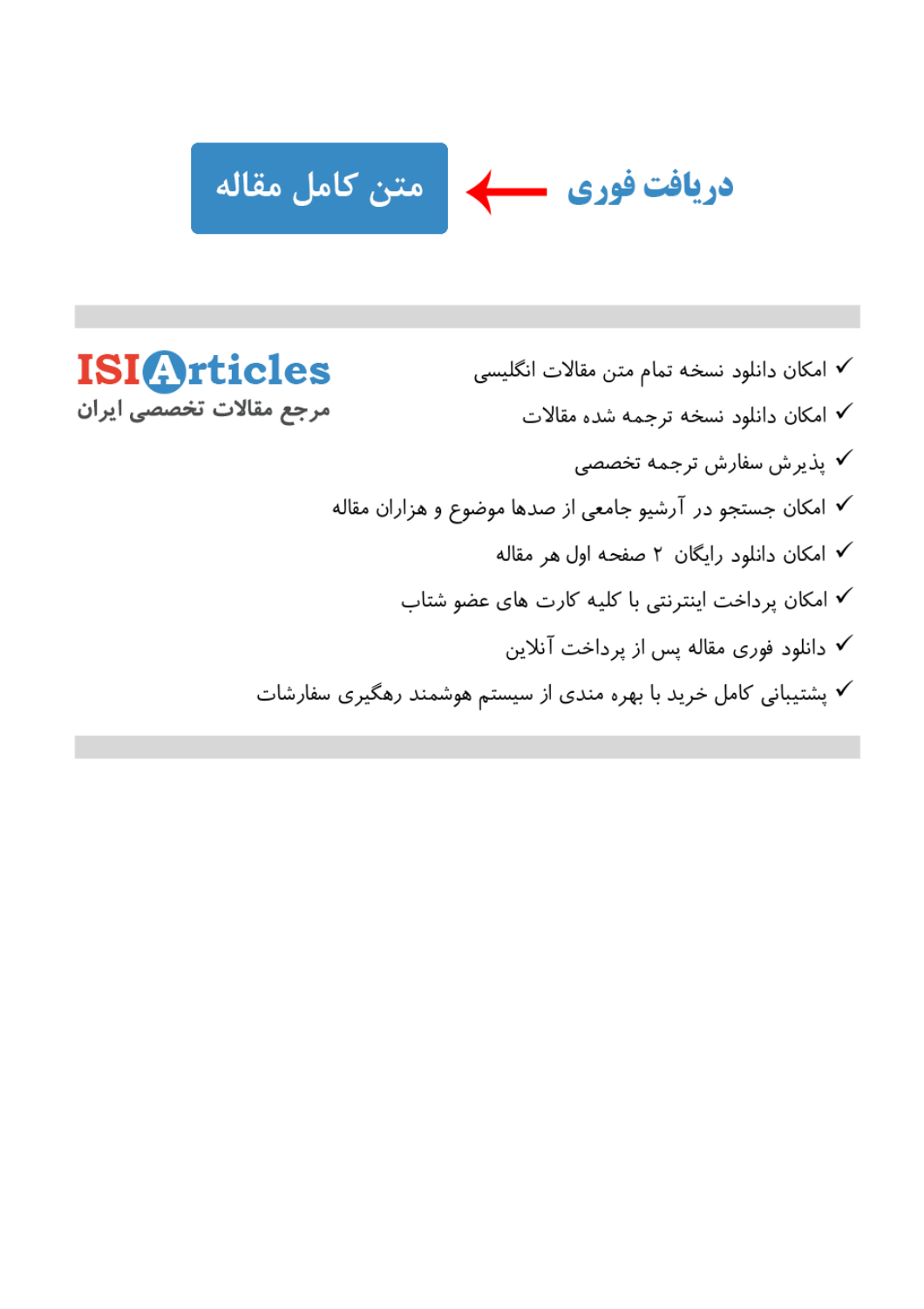دریافت فوری ← **متن کامل مقاله**

**ISIArticles**
مرجع مقالات تخصصی ایران

- ✓ امکان دانلود نسخه تمام متن مقالات انگلیسی
- ✓ امکان دانلود نسخه ترجمه شده مقالات
- ✓ پذیرش سفارش ترجمه تخصصی
- ✓ امکان جستجو در آرشیو جامعی از صدها موضوع و هزاران مقاله
- ✓ امکان دانلود رایگان ۲ صفحه اول هر مقاله
- ✓ امکان پرداخت اینترنتی با کلیه کارت های عضو شتاب
- ✓ دانلود فوری مقاله پس از پرداخت آنلاین
- ✓ پشتیبانی کامل خرید با بهره مندی از سیستم هوشمند رهگیری سفارشات